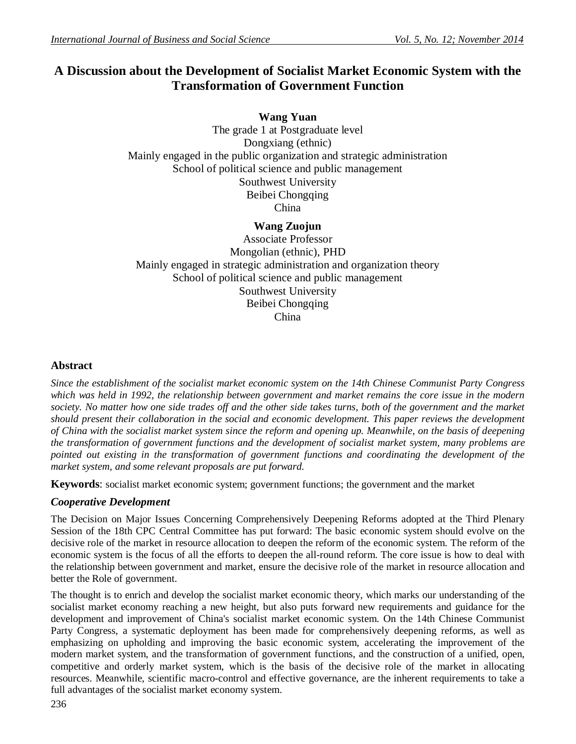# A Discussion about the Development of Socialist Market Economic System with the Transformation of Government Function

**Wang Yuan**
The grade 1 at Postgraduate level
Dongxiang (ethnic)
Mainly engaged in the public organization and strategic administration
School of political science and public management
Southwest University
Beibei Chongqing
China

**Wang Zuojun**
Associate Professor
Mongolian (ethnic), PHD
Mainly engaged in strategic administration and organization theory
School of political science and public management
Southwest University
Beibei Chongqing
China

## Abstract

*Since the establishment of the socialist market economic system on the 14th Chinese Communist Party Congress which was held in 1992, the relationship between government and market remains the core issue in the modern society. No matter how one side trades off and the other side takes turns, both of the government and the market should present their collaboration in the social and economic development. This paper reviews the development of China with the socialist market system since the reform and opening up. Meanwhile, on the basis of deepening the transformation of government functions and the development of socialist market system, many problems are pointed out existing in the transformation of government functions and coordinating the development of the market system, and some relevant proposals are put forward.*

**Keywords**: socialist market economic system; government functions; the government and the market

### *Cooperative Development*

The Decision on Major Issues Concerning Comprehensively Deepening Reforms adopted at the Third Plenary Session of the 18th CPC Central Committee has put forward: The basic economic system should evolve on the decisive role of the market in resource allocation to deepen the reform of the economic system. The reform of the economic system is the focus of all the efforts to deepen the all-round reform. The core issue is how to deal with the relationship between government and market, ensure the decisive role of the market in resource allocation and better the Role of government.

The thought is to enrich and develop the socialist market economic theory, which marks our understanding of the socialist market economy reaching a new height, but also puts forward new requirements and guidance for the development and improvement of China's socialist market economic system. On the 14th Chinese Communist Party Congress, a systematic deployment has been made for comprehensively deepening reforms, as well as emphasizing on upholding and improving the basic economic system, accelerating the improvement of the modern market system, and the transformation of government functions, and the construction of a unified, open, competitive and orderly market system, which is the basis of the decisive role of the market in allocating resources. Meanwhile, scientific macro-control and effective governance, are the inherent requirements to take a full advantages of the socialist market economy system.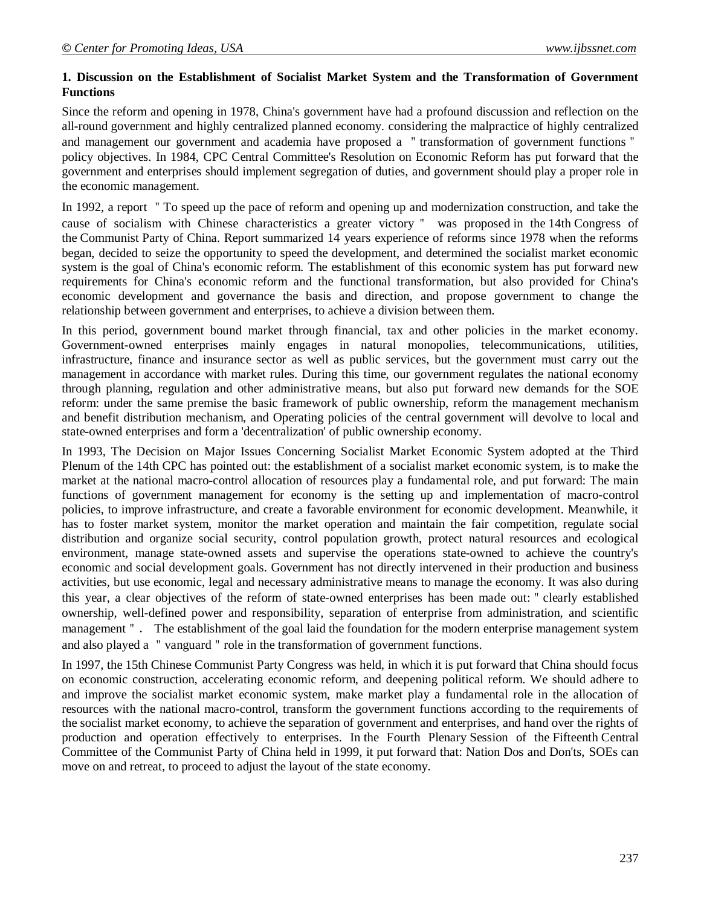### 1. Discussion on the Establishment of Socialist Market System and the Transformation of Government Functions

Since the reform and opening in 1978, China's government have had a profound discussion and reflection on the all-round government and highly centralized planned economy. considering the malpractice of highly centralized and management our government and academia have proposed a " transformation of government functions " policy objectives. In 1984, CPC Central Committee's Resolution on Economic Reform has put forward that the government and enterprises should implement segregation of duties, and government should play a proper role in the economic management.

In 1992, a report " To speed up the pace of reform and opening up and modernization construction, and take the cause of socialism with Chinese characteristics a greater victory " was proposed in the 14th Congress of the Communist Party of China. Report summarized 14 years experience of reforms since 1978 when the reforms began, decided to seize the opportunity to speed the development, and determined the socialist market economic system is the goal of China's economic reform. The establishment of this economic system has put forward new requirements for China's economic reform and the functional transformation, but also provided for China's economic development and governance the basis and direction, and propose government to change the relationship between government and enterprises, to achieve a division between them.

In this period, government bound market through financial, tax and other policies in the market economy. Government-owned enterprises mainly engages in natural monopolies, telecommunications, utilities, infrastructure, finance and insurance sector as well as public services, but the government must carry out the management in accordance with market rules. During this time, our government regulates the national economy through planning, regulation and other administrative means, but also put forward new demands for the SOE reform: under the same premise the basic framework of public ownership, reform the management mechanism and benefit distribution mechanism, and Operating policies of the central government will devolve to local and state-owned enterprises and form a 'decentralization' of public ownership economy.

In 1993, The Decision on Major Issues Concerning Socialist Market Economic System adopted at the Third Plenum of the 14th CPC has pointed out: the establishment of a socialist market economic system, is to make the market at the national macro-control allocation of resources play a fundamental role, and put forward: The main functions of government management for economy is the setting up and implementation of macro-control policies, to improve infrastructure, and create a favorable environment for economic development. Meanwhile, it has to foster market system, monitor the market operation and maintain the fair competition, regulate social distribution and organize social security, control population growth, protect natural resources and ecological environment, manage state-owned assets and supervise the operations state-owned to achieve the country's economic and social development goals. Government has not directly intervened in their production and business activities, but use economic, legal and necessary administrative means to manage the economy. It was also during this year, a clear objectives of the reform of state-owned enterprises has been made out: " clearly established ownership, well-defined power and responsibility, separation of enterprise from administration, and scientific management " . The establishment of the goal laid the foundation for the modern enterprise management system and also played a " vanguard " role in the transformation of government functions.

In 1997, the 15th Chinese Communist Party Congress was held, in which it is put forward that China should focus on economic construction, accelerating economic reform, and deepening political reform. We should adhere to and improve the socialist market economic system, make market play a fundamental role in the allocation of resources with the national macro-control, transform the government functions according to the requirements of the socialist market economy, to achieve the separation of government and enterprises, and hand over the rights of production and operation effectively to enterprises. In the Fourth Plenary Session of the Fifteenth Central Committee of the Communist Party of China held in 1999, it put forward that: Nation Dos and Don'ts, SOEs can move on and retreat, to proceed to adjust the layout of the state economy.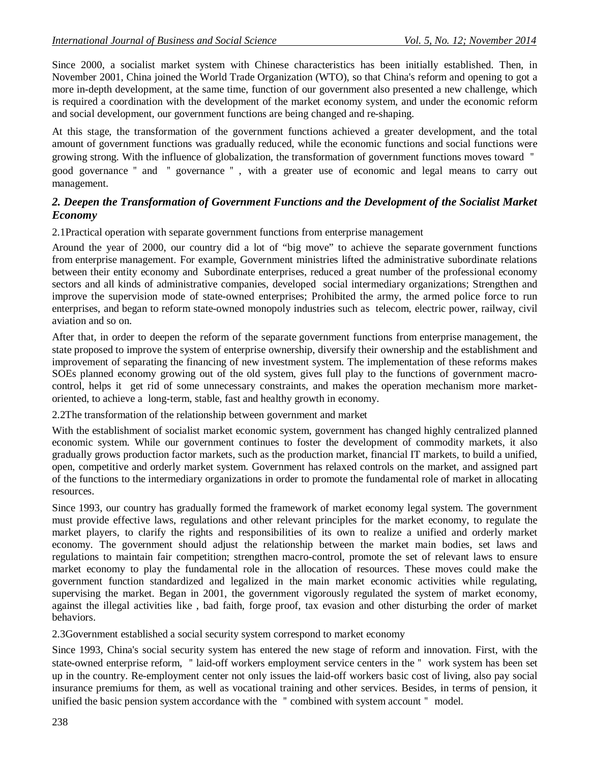Since 2000, a socialist market system with Chinese characteristics has been initially established. Then, in November 2001, China joined the World Trade Organization (WTO), so that China's reform and opening to got a more in-depth development, at the same time, function of our government also presented a new challenge, which is required a coordination with the development of the market economy system, and under the economic reform and social development, our government functions are being changed and re-shaping.

At this stage, the transformation of the government functions achieved a greater development, and the total amount of government functions was gradually reduced, while the economic functions and social functions were growing strong. With the influence of globalization, the transformation of government functions moves toward " good governance " and " governance " , with a greater use of economic and legal means to carry out management.

## *2. Deepen the Transformation of Government Functions and the Development of the Socialist Market Economy*

2.1Practical operation with separate government functions from enterprise management

Around the year of 2000, our country did a lot of "big move" to achieve the separate government functions from enterprise management. For example, Government ministries lifted the administrative subordinate relations between their entity economy and Subordinate enterprises, reduced a great number of the professional economy sectors and all kinds of administrative companies, developed social intermediary organizations; Strengthen and improve the supervision mode of state-owned enterprises; Prohibited the army, the armed police force to run enterprises, and began to reform state-owned monopoly industries such as telecom, electric power, railway, civil aviation and so on.

After that, in order to deepen the reform of the separate government functions from enterprise management, the state proposed to improve the system of enterprise ownership, diversify their ownership and the establishment and improvement of separating the financing of new investment system. The implementation of these reforms makes SOEs planned economy growing out of the old system, gives full play to the functions of government macro-control, helps it get rid of some unnecessary constraints, and makes the operation mechanism more market-oriented, to achieve a long-term, stable, fast and healthy growth in economy.

2.2The transformation of the relationship between government and market

With the establishment of socialist market economic system, government has changed highly centralized planned economic system. While our government continues to foster the development of commodity markets, it also gradually grows production factor markets, such as the production market, financial IT markets, to build a unified, open, competitive and orderly market system. Government has relaxed controls on the market, and assigned part of the functions to the intermediary organizations in order to promote the fundamental role of market in allocating resources.

Since 1993, our country has gradually formed the framework of market economy legal system. The government must provide effective laws, regulations and other relevant principles for the market economy, to regulate the market players, to clarify the rights and responsibilities of its own to realize a unified and orderly market economy. The government should adjust the relationship between the market main bodies, set laws and regulations to maintain fair competition; strengthen macro-control, promote the set of relevant laws to ensure market economy to play the fundamental role in the allocation of resources. These moves could make the government function standardized and legalized in the main market economic activities while regulating, supervising the market. Began in 2001, the government vigorously regulated the system of market economy, against the illegal activities like , bad faith, forge proof, tax evasion and other disturbing the order of market behaviors.

2.3Government established a social security system correspond to market economy

Since 1993, China's social security system has entered the new stage of reform and innovation. First, with the state-owned enterprise reform, " laid-off workers employment service centers in the " work system has been set up in the country. Re-employment center not only issues the laid-off workers basic cost of living, also pay social insurance premiums for them, as well as vocational training and other services. Besides, in terms of pension, it unified the basic pension system accordance with the " combined with system account " model.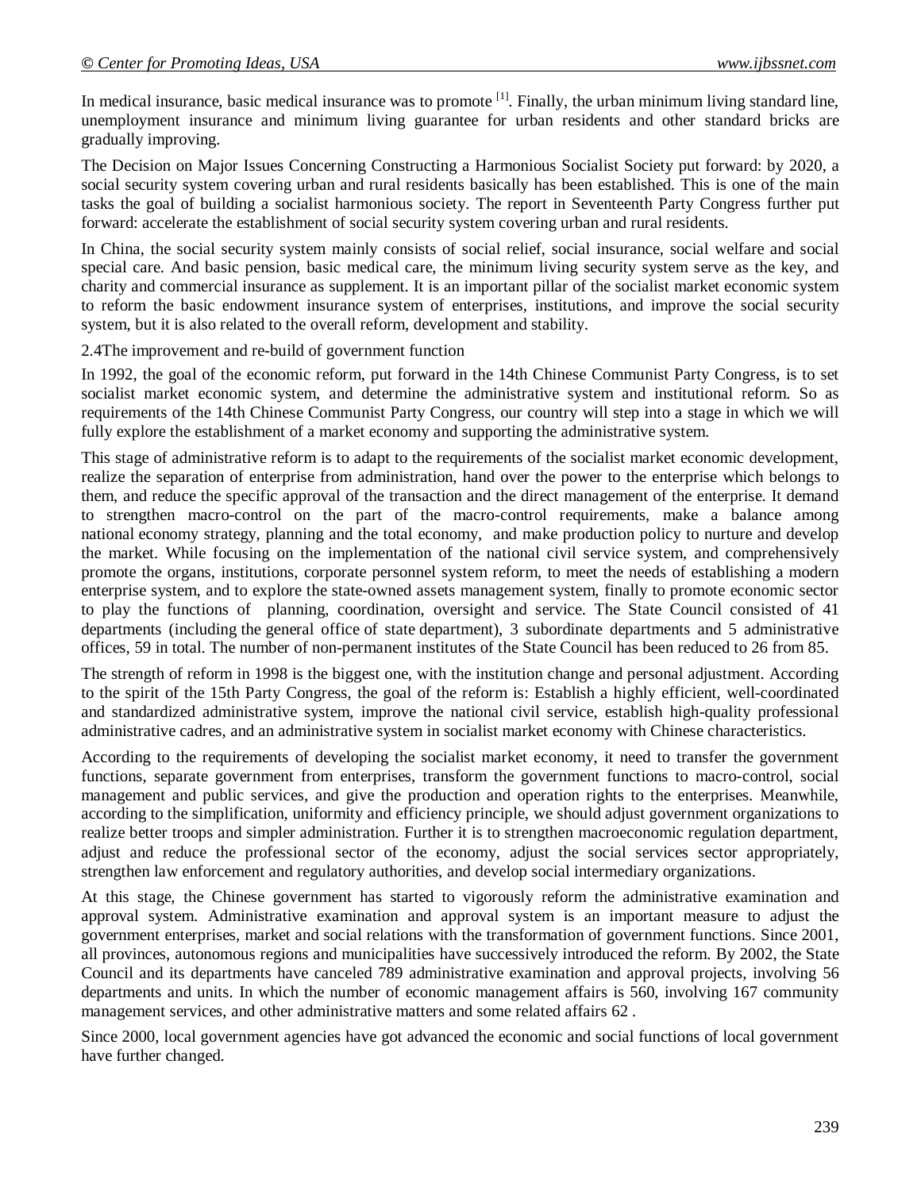In medical insurance, basic medical insurance was to promote [1]. Finally, the urban minimum living standard line, unemployment insurance and minimum living guarantee for urban residents and other standard bricks are gradually improving.

The Decision on Major Issues Concerning Constructing a Harmonious Socialist Society put forward: by 2020, a social security system covering urban and rural residents basically has been established. This is one of the main tasks the goal of building a socialist harmonious society. The report in Seventeenth Party Congress further put forward: accelerate the establishment of social security system covering urban and rural residents.

In China, the social security system mainly consists of social relief, social insurance, social welfare and social special care. And basic pension, basic medical care, the minimum living security system serve as the key, and charity and commercial insurance as supplement. It is an important pillar of the socialist market economic system to reform the basic endowment insurance system of enterprises, institutions, and improve the social security system, but it is also related to the overall reform, development and stability.

### 2.4The improvement and re-build of government function

In 1992, the goal of the economic reform, put forward in the 14th Chinese Communist Party Congress, is to set socialist market economic system, and determine the administrative system and institutional reform. So as requirements of the 14th Chinese Communist Party Congress, our country will step into a stage in which we will fully explore the establishment of a market economy and supporting the administrative system.

This stage of administrative reform is to adapt to the requirements of the socialist market economic development, realize the separation of enterprise from administration, hand over the power to the enterprise which belongs to them, and reduce the specific approval of the transaction and the direct management of the enterprise. It demand to strengthen macro-control on the part of the macro-control requirements, make a balance among national economy strategy, planning and the total economy, and make production policy to nurture and develop the market. While focusing on the implementation of the national civil service system, and comprehensively promote the organs, institutions, corporate personnel system reform, to meet the needs of establishing a modern enterprise system, and to explore the state-owned assets management system, finally to promote economic sector to play the functions of planning, coordination, oversight and service. The State Council consisted of 41 departments (including the general office of state department), 3 subordinate departments and 5 administrative offices, 59 in total. The number of non-permanent institutes of the State Council has been reduced to 26 from 85.

The strength of reform in 1998 is the biggest one, with the institution change and personal adjustment. According to the spirit of the 15th Party Congress, the goal of the reform is: Establish a highly efficient, well-coordinated and standardized administrative system, improve the national civil service, establish high-quality professional administrative cadres, and an administrative system in socialist market economy with Chinese characteristics.

According to the requirements of developing the socialist market economy, it need to transfer the government functions, separate government from enterprises, transform the government functions to macro-control, social management and public services, and give the production and operation rights to the enterprises. Meanwhile, according to the simplification, uniformity and efficiency principle, we should adjust government organizations to realize better troops and simpler administration. Further it is to strengthen macroeconomic regulation department, adjust and reduce the professional sector of the economy, adjust the social services sector appropriately, strengthen law enforcement and regulatory authorities, and develop social intermediary organizations.

At this stage, the Chinese government has started to vigorously reform the administrative examination and approval system. Administrative examination and approval system is an important measure to adjust the government enterprises, market and social relations with the transformation of government functions. Since 2001, all provinces, autonomous regions and municipalities have successively introduced the reform. By 2002, the State Council and its departments have canceled 789 administrative examination and approval projects, involving 56 departments and units. In which the number of economic management affairs is 560, involving 167 community management services, and other administrative matters and some related affairs 62 .

Since 2000, local government agencies have got advanced the economic and social functions of local government have further changed.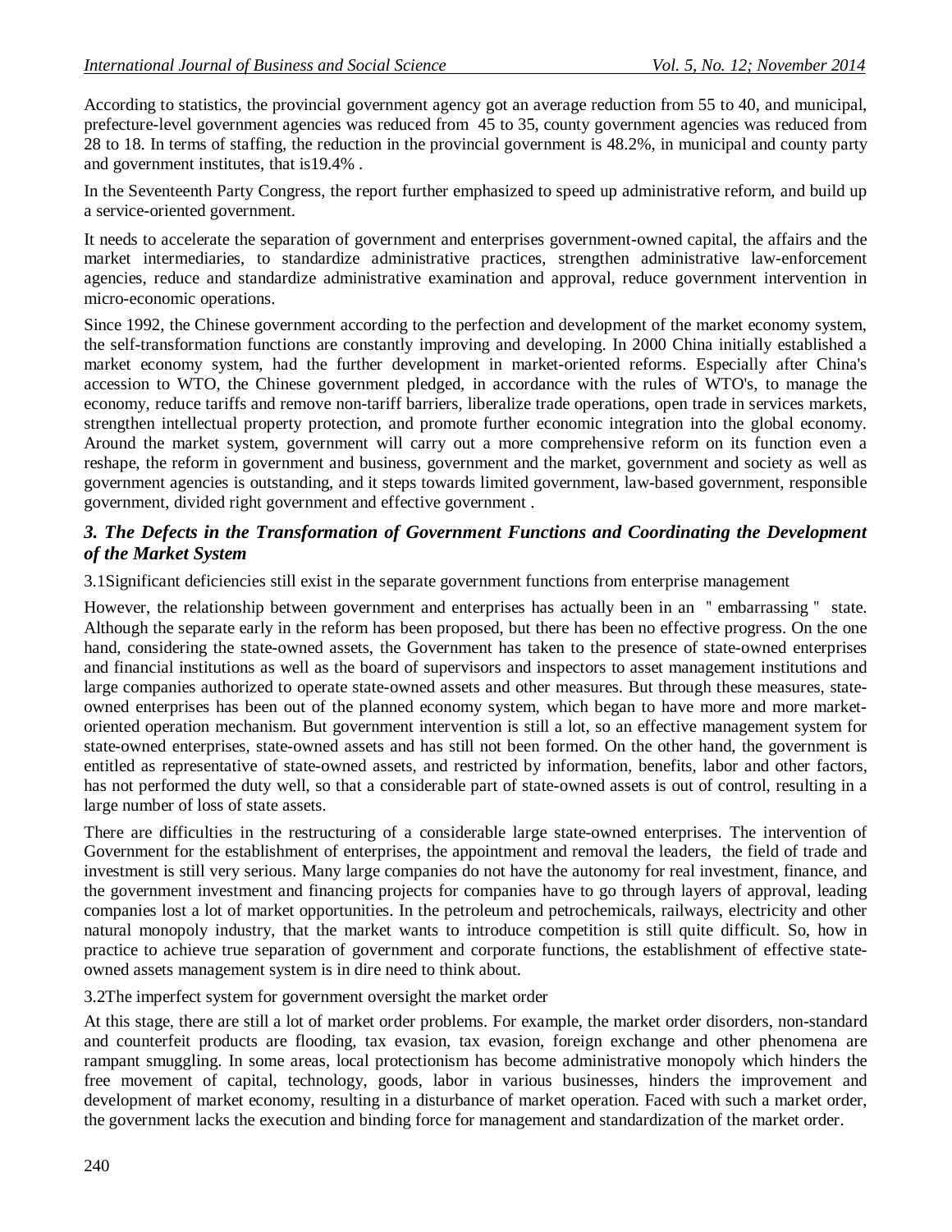According to statistics, the provincial government agency got an average reduction from 55 to 40, and municipal, prefecture-level government agencies was reduced from 45 to 35, county government agencies was reduced from 28 to 18. In terms of staffing, the reduction in the provincial government is 48.2%, in municipal and county party and government institutes, that is19.4% .

In the Seventeenth Party Congress, the report further emphasized to speed up administrative reform, and build up a service-oriented government.

It needs to accelerate the separation of government and enterprises government-owned capital, the affairs and the market intermediaries, to standardize administrative practices, strengthen administrative law-enforcement agencies, reduce and standardize administrative examination and approval, reduce government intervention in micro-economic operations.

Since 1992, the Chinese government according to the perfection and development of the market economy system, the self-transformation functions are constantly improving and developing. In 2000 China initially established a market economy system, had the further development in market-oriented reforms. Especially after China's accession to WTO, the Chinese government pledged, in accordance with the rules of WTO's, to manage the economy, reduce tariffs and remove non-tariff barriers, liberalize trade operations, open trade in services markets, strengthen intellectual property protection, and promote further economic integration into the global economy. Around the market system, government will carry out a more comprehensive reform on its function even a reshape, the reform in government and business, government and the market, government and society as well as government agencies is outstanding, and it steps towards limited government, law-based government, responsible government, divided right government and effective government .

## *3. The Defects in the Transformation of Government Functions and Coordinating the Development of the Market System*

3.1Significant deficiencies still exist in the separate government functions from enterprise management

However, the relationship between government and enterprises has actually been in an " embarrassing " state. Although the separate early in the reform has been proposed, but there has been no effective progress. On the one hand, considering the state-owned assets, the Government has taken to the presence of state-owned enterprises and financial institutions as well as the board of supervisors and inspectors to asset management institutions and large companies authorized to operate state-owned assets and other measures. But through these measures, state-owned enterprises has been out of the planned economy system, which began to have more and more market-oriented operation mechanism. But government intervention is still a lot, so an effective management system for state-owned enterprises, state-owned assets and has still not been formed. On the other hand, the government is entitled as representative of state-owned assets, and restricted by information, benefits, labor and other factors, has not performed the duty well, so that a considerable part of state-owned assets is out of control, resulting in a large number of loss of state assets.

There are difficulties in the restructuring of a considerable large state-owned enterprises. The intervention of Government for the establishment of enterprises, the appointment and removal the leaders, the field of trade and investment is still very serious. Many large companies do not have the autonomy for real investment, finance, and the government investment and financing projects for companies have to go through layers of approval, leading companies lost a lot of market opportunities. In the petroleum and petrochemicals, railways, electricity and other natural monopoly industry, that the market wants to introduce competition is still quite difficult. So, how in practice to achieve true separation of government and corporate functions, the establishment of effective state-owned assets management system is in dire need to think about.

3.2The imperfect system for government oversight the market order

At this stage, there are still a lot of market order problems. For example, the market order disorders, non-standard and counterfeit products are flooding, tax evasion, tax evasion, foreign exchange and other phenomena are rampant smuggling. In some areas, local protectionism has become administrative monopoly which hinders the free movement of capital, technology, goods, labor in various businesses, hinders the improvement and development of market economy, resulting in a disturbance of market operation. Faced with such a market order, the government lacks the execution and binding force for management and standardization of the market order.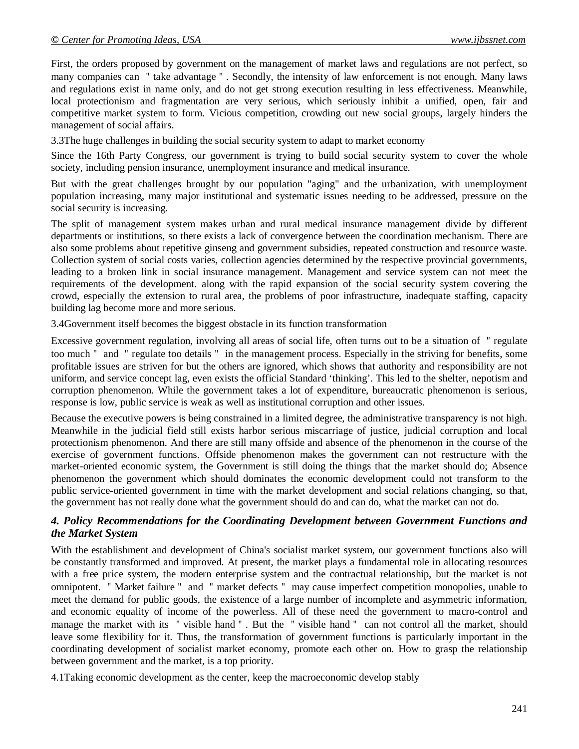First, the orders proposed by government on the management of market laws and regulations are not perfect, so many companies can " take advantage " . Secondly, the intensity of law enforcement is not enough. Many laws and regulations exist in name only, and do not get strong execution resulting in less effectiveness. Meanwhile, local protectionism and fragmentation are very serious, which seriously inhibit a unified, open, fair and competitive market system to form. Vicious competition, crowding out new social groups, largely hinders the management of social affairs.

### 3.3The huge challenges in building the social security system to adapt to market economy

Since the 16th Party Congress, our government is trying to build social security system to cover the whole society, including pension insurance, unemployment insurance and medical insurance.

But with the great challenges brought by our population "aging" and the urbanization, with unemployment population increasing, many major institutional and systematic issues needing to be addressed, pressure on the social security is increasing.

The split of management system makes urban and rural medical insurance management divide by different departments or institutions, so there exists a lack of convergence between the coordination mechanism. There are also some problems about repetitive ginseng and government subsidies, repeated construction and resource waste. Collection system of social costs varies, collection agencies determined by the respective provincial governments, leading to a broken link in social insurance management. Management and service system can not meet the requirements of the development. along with the rapid expansion of the social security system covering the crowd, especially the extension to rural area, the problems of poor infrastructure, inadequate staffing, capacity building lag become more and more serious.

### 3.4Government itself becomes the biggest obstacle in its function transformation

Excessive government regulation, involving all areas of social life, often turns out to be a situation of " regulate too much " and " regulate too details " in the management process. Especially in the striving for benefits, some profitable issues are striven for but the others are ignored, which shows that authority and responsibility are not uniform, and service concept lag, even exists the official Standard 'thinking'. This led to the shelter, nepotism and corruption phenomenon. While the government takes a lot of expenditure, bureaucratic phenomenon is serious, response is low, public service is weak as well as institutional corruption and other issues.

Because the executive powers is being constrained in a limited degree, the administrative transparency is not high. Meanwhile in the judicial field still exists harbor serious miscarriage of justice, judicial corruption and local protectionism phenomenon. And there are still many offside and absence of the phenomenon in the course of the exercise of government functions. Offside phenomenon makes the government can not restructure with the market-oriented economic system, the Government is still doing the things that the market should do; Absence phenomenon the government which should dominates the economic development could not transform to the public service-oriented government in time with the market development and social relations changing, so that, the government has not really done what the government should do and can do, what the market can not do.

## *4. Policy Recommendations for the Coordinating Development between Government Functions and the Market System*

With the establishment and development of China's socialist market system, our government functions also will be constantly transformed and improved. At present, the market plays a fundamental role in allocating resources with a free price system, the modern enterprise system and the contractual relationship, but the market is not omnipotent. " Market failure " and " market defects " may cause imperfect competition monopolies, unable to meet the demand for public goods, the existence of a large number of incomplete and asymmetric information, and economic equality of income of the powerless. All of these need the government to macro-control and manage the market with its " visible hand " . But the " visible hand " can not control all the market, should leave some flexibility for it. Thus, the transformation of government functions is particularly important in the coordinating development of socialist market economy, promote each other on. How to grasp the relationship between government and the market, is a top priority.

### 4.1Taking economic development as the center, keep the macroeconomic develop stably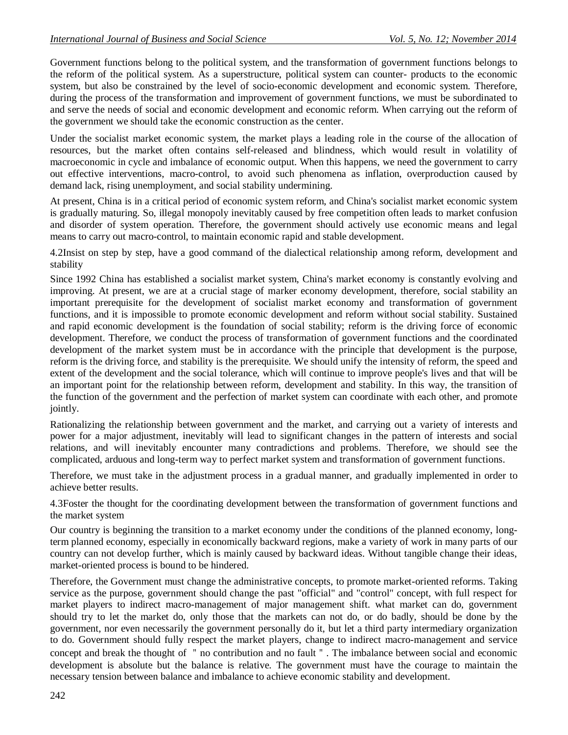Government functions belong to the political system, and the transformation of government functions belongs to the reform of the political system. As a superstructure, political system can counter- products to the economic system, but also be constrained by the level of socio-economic development and economic system. Therefore, during the process of the transformation and improvement of government functions, we must be subordinated to and serve the needs of social and economic development and economic reform. When carrying out the reform of the government we should take the economic construction as the center.

Under the socialist market economic system, the market plays a leading role in the course of the allocation of resources, but the market often contains self-released and blindness, which would result in volatility of macroeconomic in cycle and imbalance of economic output. When this happens, we need the government to carry out effective interventions, macro-control, to avoid such phenomena as inflation, overproduction caused by demand lack, rising unemployment, and social stability undermining.

At present, China is in a critical period of economic system reform, and China's socialist market economic system is gradually maturing. So, illegal monopoly inevitably caused by free competition often leads to market confusion and disorder of system operation. Therefore, the government should actively use economic means and legal means to carry out macro-control, to maintain economic rapid and stable development.

### 4.2Insist on step by step, have a good command of the dialectical relationship among reform, development and stability

Since 1992 China has established a socialist market system, China's market economy is constantly evolving and improving. At present, we are at a crucial stage of marker economy development, therefore, social stability an important prerequisite for the development of socialist market economy and transformation of government functions, and it is impossible to promote economic development and reform without social stability. Sustained and rapid economic development is the foundation of social stability; reform is the driving force of economic development. Therefore, we conduct the process of transformation of government functions and the coordinated development of the market system must be in accordance with the principle that development is the purpose, reform is the driving force, and stability is the prerequisite. We should unify the intensity of reform, the speed and extent of the development and the social tolerance, which will continue to improve people's lives and that will be an important point for the relationship between reform, development and stability. In this way, the transition of the function of the government and the perfection of market system can coordinate with each other, and promote jointly.

Rationalizing the relationship between government and the market, and carrying out a variety of interests and power for a major adjustment, inevitably will lead to significant changes in the pattern of interests and social relations, and will inevitably encounter many contradictions and problems. Therefore, we should see the complicated, arduous and long-term way to perfect market system and transformation of government functions.

Therefore, we must take in the adjustment process in a gradual manner, and gradually implemented in order to achieve better results.

### 4.3Foster the thought for the coordinating development between the transformation of government functions and the market system

Our country is beginning the transition to a market economy under the conditions of the planned economy, long-term planned economy, especially in economically backward regions, make a variety of work in many parts of our country can not develop further, which is mainly caused by backward ideas. Without tangible change their ideas, market-oriented process is bound to be hindered.

Therefore, the Government must change the administrative concepts, to promote market-oriented reforms. Taking service as the purpose, government should change the past "official" and "control" concept, with full respect for market players to indirect macro-management of major management shift. what market can do, government should try to let the market do, only those that the markets can not do, or do badly, should be done by the government, nor even necessarily the government personally do it, but let a third party intermediary organization to do. Government should fully respect the market players, change to indirect macro-management and service concept and break the thought of " no contribution and no fault " . The imbalance between social and economic development is absolute but the balance is relative. The government must have the courage to maintain the necessary tension between balance and imbalance to achieve economic stability and development.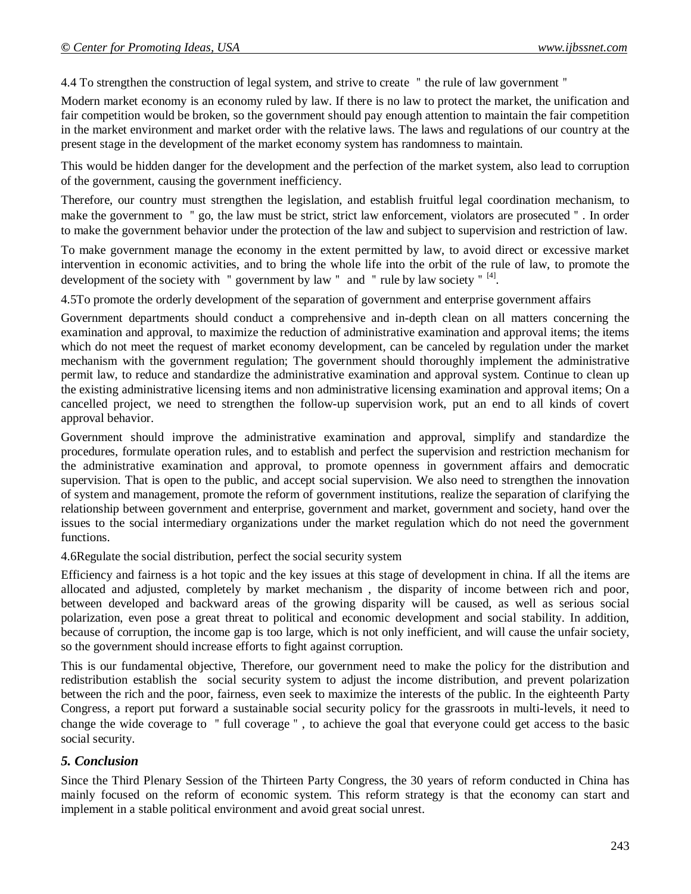4.4 To strengthen the construction of legal system, and strive to create " the rule of law government "

Modern market economy is an economy ruled by law. If there is no law to protect the market, the unification and fair competition would be broken, so the government should pay enough attention to maintain the fair competition in the market environment and market order with the relative laws. The laws and regulations of our country at the present stage in the development of the market economy system has randomness to maintain.

This would be hidden danger for the development and the perfection of the market system, also lead to corruption of the government, causing the government inefficiency.

Therefore, our country must strengthen the legislation, and establish fruitful legal coordination mechanism, to make the government to " go, the law must be strict, strict law enforcement, violators are prosecuted " . In order to make the government behavior under the protection of the law and subject to supervision and restriction of law.

To make government manage the economy in the extent permitted by law, to avoid direct or excessive market intervention in economic activities, and to bring the whole life into the orbit of the rule of law, to promote the development of the society with " government by law " and " rule by law society " [4].

4.5To promote the orderly development of the separation of government and enterprise government affairs

Government departments should conduct a comprehensive and in-depth clean on all matters concerning the examination and approval, to maximize the reduction of administrative examination and approval items; the items which do not meet the request of market economy development, can be canceled by regulation under the market mechanism with the government regulation; The government should thoroughly implement the administrative permit law, to reduce and standardize the administrative examination and approval system. Continue to clean up the existing administrative licensing items and non administrative licensing examination and approval items; On a cancelled project, we need to strengthen the follow-up supervision work, put an end to all kinds of covert approval behavior.

Government should improve the administrative examination and approval, simplify and standardize the procedures, formulate operation rules, and to establish and perfect the supervision and restriction mechanism for the administrative examination and approval, to promote openness in government affairs and democratic supervision. That is open to the public, and accept social supervision. We also need to strengthen the innovation of system and management, promote the reform of government institutions, realize the separation of clarifying the relationship between government and enterprise, government and market, government and society, hand over the issues to the social intermediary organizations under the market regulation which do not need the government functions.

4.6Regulate the social distribution, perfect the social security system

Efficiency and fairness is a hot topic and the key issues at this stage of development in china. If all the items are allocated and adjusted, completely by market mechanism , the disparity of income between rich and poor, between developed and backward areas of the growing disparity will be caused, as well as serious social polarization, even pose a great threat to political and economic development and social stability. In addition, because of corruption, the income gap is too large, which is not only inefficient, and will cause the unfair society, so the government should increase efforts to fight against corruption.

This is our fundamental objective, Therefore, our government need to make the policy for the distribution and redistribution establish the social security system to adjust the income distribution, and prevent polarization between the rich and the poor, fairness, even seek to maximize the interests of the public. In the eighteenth Party Congress, a report put forward a sustainable social security policy for the grassroots in multi-levels, it need to change the wide coverage to " full coverage " , to achieve the goal that everyone could get access to the basic social security.

## *5. Conclusion*

Since the Third Plenary Session of the Thirteen Party Congress, the 30 years of reform conducted in China has mainly focused on the reform of economic system. This reform strategy is that the economy can start and implement in a stable political environment and avoid great social unrest.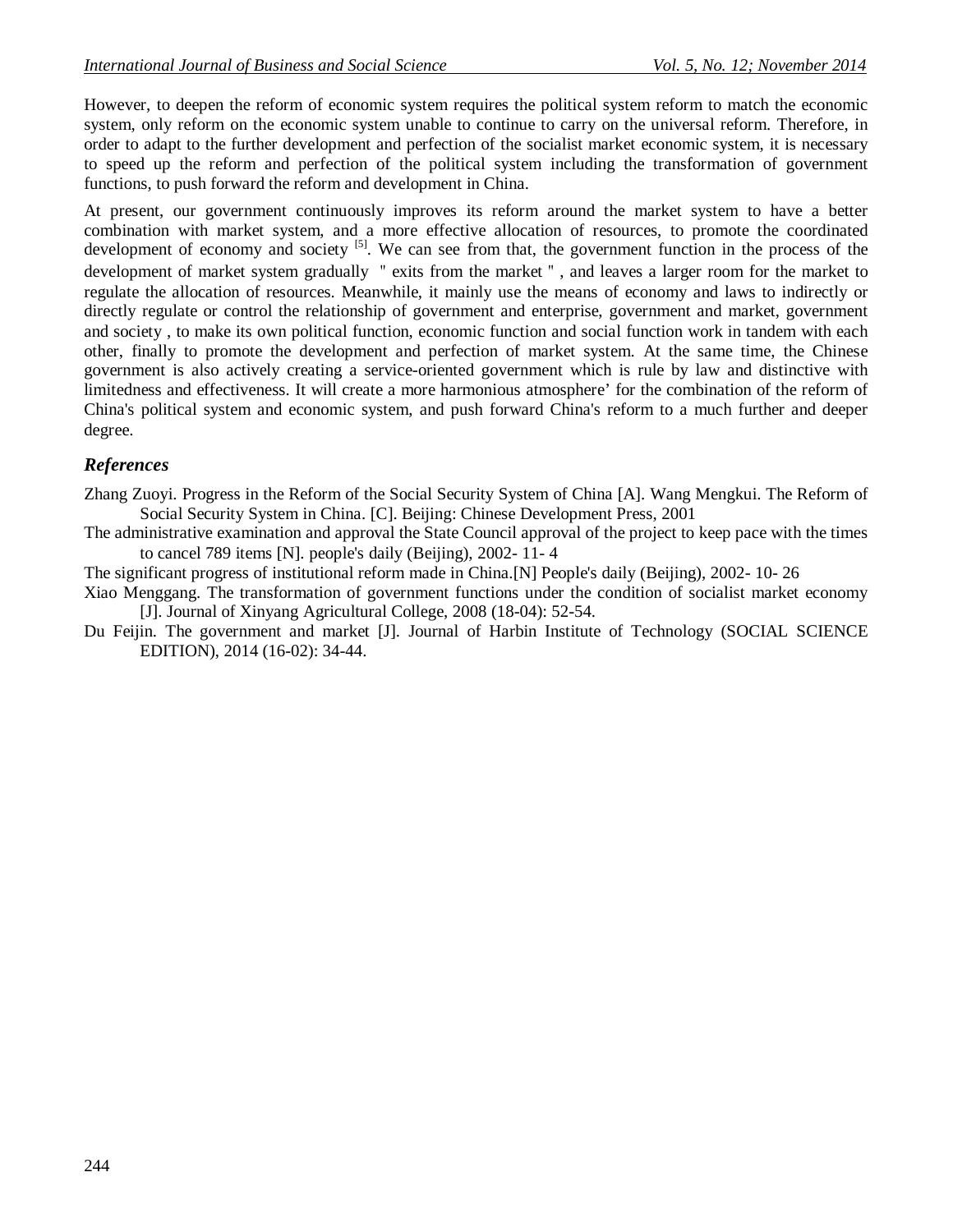However, to deepen the reform of economic system requires the political system reform to match the economic system, only reform on the economic system unable to continue to carry on the universal reform. Therefore, in order to adapt to the further development and perfection of the socialist market economic system, it is necessary to speed up the reform and perfection of the political system including the transformation of government functions, to push forward the reform and development in China.

At present, our government continuously improves its reform around the market system to have a better combination with market system, and a more effective allocation of resources, to promote the coordinated development of economy and society [5]. We can see from that, the government function in the process of the development of market system gradually " exits from the market " , and leaves a larger room for the market to regulate the allocation of resources. Meanwhile, it mainly use the means of economy and laws to indirectly or directly regulate or control the relationship of government and enterprise, government and market, government and society , to make its own political function, economic function and social function work in tandem with each other, finally to promote the development and perfection of market system. At the same time, the Chinese government is also actively creating a service-oriented government which is rule by law and distinctive with limitedness and effectiveness. It will create a more harmonious atmosphere' for the combination of the reform of China's political system and economic system, and push forward China's reform to a much further and deeper degree.

## *References*

Zhang Zuoyi. Progress in the Reform of the Social Security System of China [A]. Wang Mengkui. The Reform of Social Security System in China. [C]. Beijing: Chinese Development Press, 2001

The administrative examination and approval the State Council approval of the project to keep pace with the times to cancel 789 items [N]. people's daily (Beijing), 2002- 11- 4

The significant progress of institutional reform made in China.[N] People's daily (Beijing), 2002- 10- 26

Xiao Menggang. The transformation of government functions under the condition of socialist market economy [J]. Journal of Xinyang Agricultural College, 2008 (18-04): 52-54.

Du Feijin. The government and market [J]. Journal of Harbin Institute of Technology (SOCIAL SCIENCE EDITION), 2014 (16-02): 34-44.